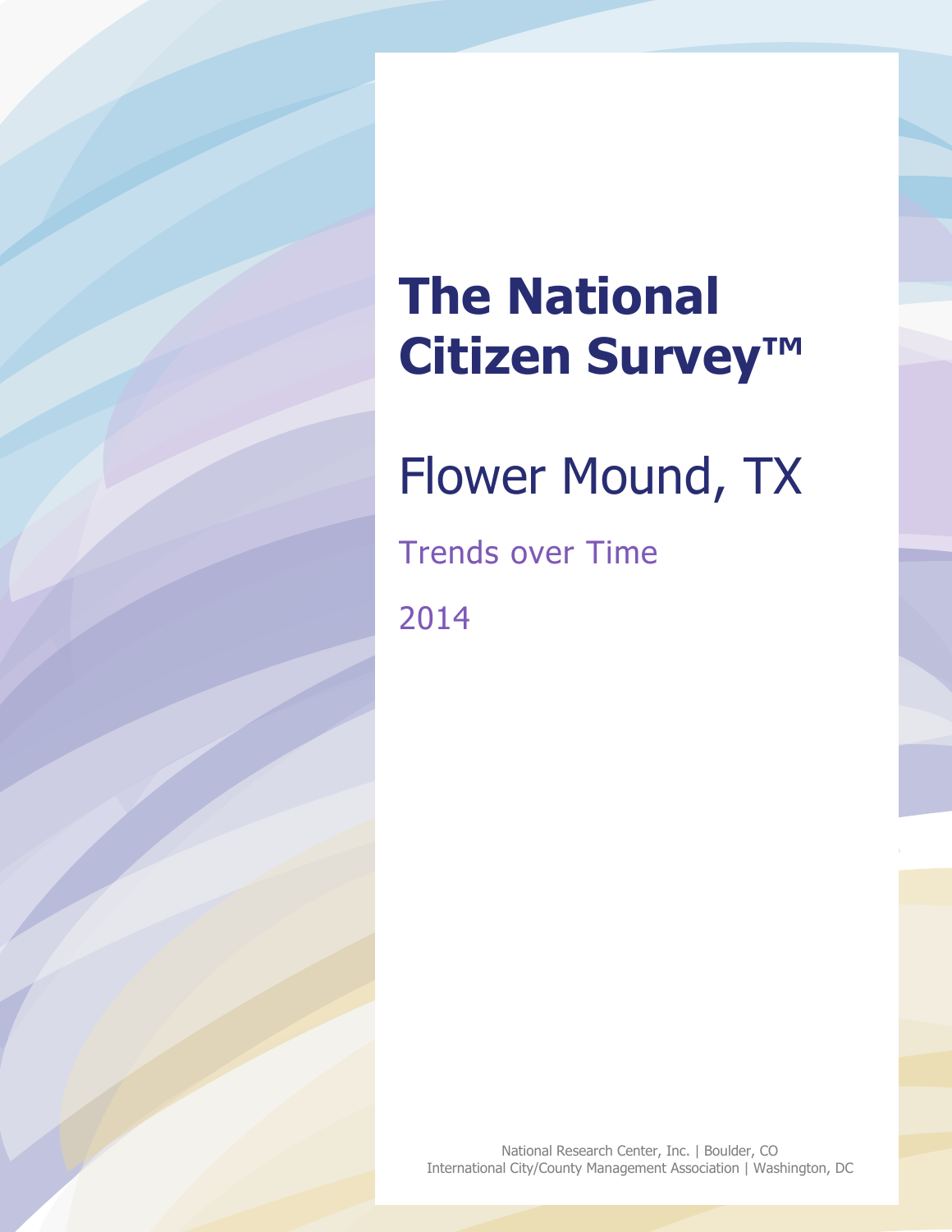# The National Citizen Survey™

## Flower Mound, TX

### Trends over Time

### 2014

National Research Center, Inc. | Boulder, CO
International City/County Management Association | Washington, DC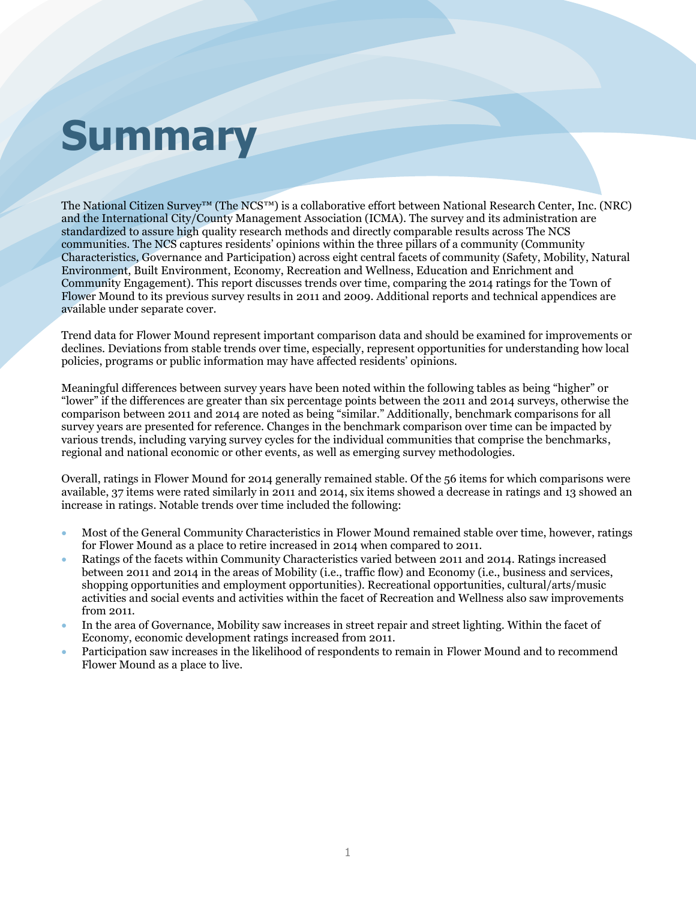# Summary

The National Citizen Survey™ (The NCS™) is a collaborative effort between National Research Center, Inc. (NRC) and the International City/County Management Association (ICMA). The survey and its administration are standardized to assure high quality research methods and directly comparable results across The NCS communities. The NCS captures residents' opinions within the three pillars of a community (Community Characteristics, Governance and Participation) across eight central facets of community (Safety, Mobility, Natural Environment, Built Environment, Economy, Recreation and Wellness, Education and Enrichment and Community Engagement). This report discusses trends over time, comparing the 2014 ratings for the Town of Flower Mound to its previous survey results in 2011 and 2009. Additional reports and technical appendices are available under separate cover.

Trend data for Flower Mound represent important comparison data and should be examined for improvements or declines. Deviations from stable trends over time, especially, represent opportunities for understanding how local policies, programs or public information may have affected residents' opinions.

Meaningful differences between survey years have been noted within the following tables as being "higher" or "lower" if the differences are greater than six percentage points between the 2011 and 2014 surveys, otherwise the comparison between 2011 and 2014 are noted as being "similar." Additionally, benchmark comparisons for all survey years are presented for reference. Changes in the benchmark comparison over time can be impacted by various trends, including varying survey cycles for the individual communities that comprise the benchmarks, regional and national economic or other events, as well as emerging survey methodologies.

Overall, ratings in Flower Mound for 2014 generally remained stable. Of the 56 items for which comparisons were available, 37 items were rated similarly in 2011 and 2014, six items showed a decrease in ratings and 13 showed an increase in ratings. Notable trends over time included the following:

- Most of the General Community Characteristics in Flower Mound remained stable over time, however, ratings for Flower Mound as a place to retire increased in 2014 when compared to 2011.
- Ratings of the facets within Community Characteristics varied between 2011 and 2014. Ratings increased between 2011 and 2014 in the areas of Mobility (i.e., traffic flow) and Economy (i.e., business and services, shopping opportunities and employment opportunities). Recreational opportunities, cultural/arts/music activities and social events and activities within the facet of Recreation and Wellness also saw improvements from 2011.
- In the area of Governance, Mobility saw increases in street repair and street lighting. Within the facet of Economy, economic development ratings increased from 2011.
- Participation saw increases in the likelihood of respondents to remain in Flower Mound and to recommend Flower Mound as a place to live.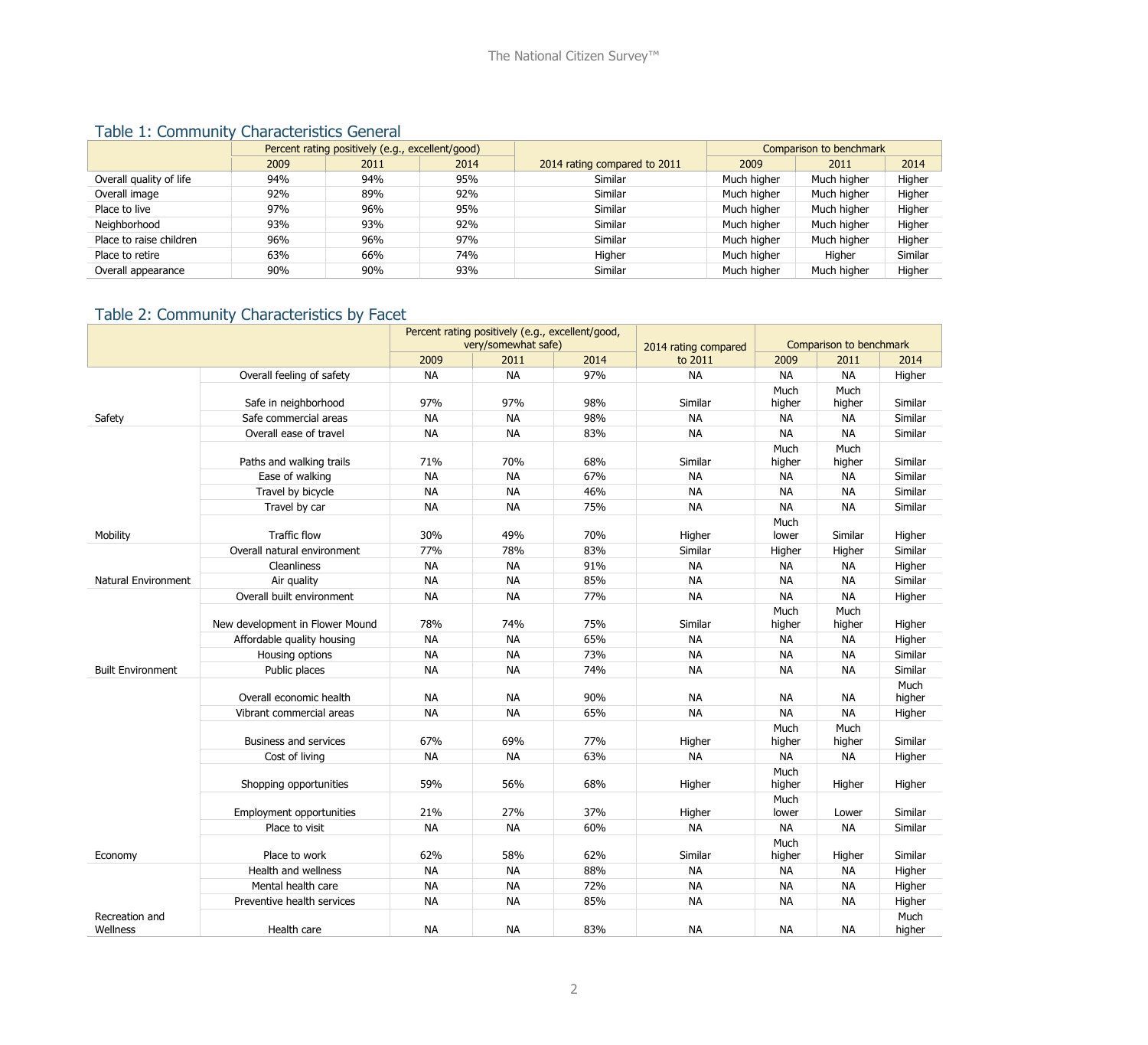## Table 1: Community Characteristics General

| | Percent rating positively (e.g., excellent/good) | | | 2014 rating compared to 2011 | Comparison to benchmark | | |
|---|---|---|---|---|---|---|---|
| | 2009 | 2011 | 2014 | | 2009 | 2011 | 2014 |
| Overall quality of life | 94% | 94% | 95% | Similar | Much higher | Much higher | Higher |
| Overall image | 92% | 89% | 92% | Similar | Much higher | Much higher | Higher |
| Place to live | 97% | 96% | 95% | Similar | Much higher | Much higher | Higher |
| Neighborhood | 93% | 93% | 92% | Similar | Much higher | Much higher | Higher |
| Place to raise children | 96% | 96% | 97% | Similar | Much higher | Much higher | Higher |
| Place to retire | 63% | 66% | 74% | Higher | Much higher | Higher | Similar |
| Overall appearance | 90% | 90% | 93% | Similar | Much higher | Much higher | Higher |

## Table 2: Community Characteristics by Facet

| | | Percent rating positively (e.g., excellent/good, very/somewhat safe) | | | 2014 rating compared to 2011 | Comparison to benchmark | | |
|---|---|---|---|---|---|---|---|---|
| | | 2009 | 2011 | 2014 | | 2009 | 2011 | 2014 |
| Safety | Overall feeling of safety | NA | NA | 97% | NA | NA | NA | Higher |
| | Safe in neighborhood | 97% | 97% | 98% | Similar | Much higher | Much higher | Similar |
| | Safe commercial areas | NA | NA | 98% | NA | NA | NA | Similar |
| Mobility | Overall ease of travel | NA | NA | 83% | NA | NA | NA | Similar |
| | Paths and walking trails | 71% | 70% | 68% | Similar | Much higher | Much higher | Similar |
| | Ease of walking | NA | NA | 67% | NA | NA | NA | Similar |
| | Travel by bicycle | NA | NA | 46% | NA | NA | NA | Similar |
| | Travel by car | NA | NA | 75% | NA | NA | NA | Similar |
| | Traffic flow | 30% | 49% | 70% | Higher | Much lower | Similar | Higher |
| Natural Environment | Overall natural environment | 77% | 78% | 83% | Similar | Higher | Higher | Similar |
| | Cleanliness | NA | NA | 91% | NA | NA | NA | Higher |
| | Air quality | NA | NA | 85% | NA | NA | NA | Similar |
| Built Environment | Overall built environment | NA | NA | 77% | NA | NA | NA | Higher |
| | New development in Flower Mound | 78% | 74% | 75% | Similar | Much higher | Much higher | Higher |
| | Affordable quality housing | NA | NA | 65% | NA | NA | NA | Higher |
| | Housing options | NA | NA | 73% | NA | NA | NA | Similar |
| | Public places | NA | NA | 74% | NA | NA | NA | Similar |
| Economy | Overall economic health | NA | NA | 90% | NA | NA | NA | Much higher |
| | Vibrant commercial areas | NA | NA | 65% | NA | NA | NA | Higher |
| | Business and services | 67% | 69% | 77% | Higher | Much higher | Much higher | Similar |
| | Cost of living | NA | NA | 63% | NA | NA | NA | Higher |
| | Shopping opportunities | 59% | 56% | 68% | Higher | Much higher | Higher | Higher |
| | Employment opportunities | 21% | 27% | 37% | Higher | Much lower | Lower | Similar |
| | Place to visit | NA | NA | 60% | NA | NA | NA | Similar |
| | Place to work | 62% | 58% | 62% | Similar | Much higher | Higher | Similar |
| Recreation and Wellness | Health and wellness | NA | NA | 88% | NA | NA | NA | Higher |
| | Mental health care | NA | NA | 72% | NA | NA | NA | Higher |
| | Preventive health services | NA | NA | 85% | NA | NA | NA | Higher |
| | Health care | NA | NA | 83% | NA | NA | NA | Much higher |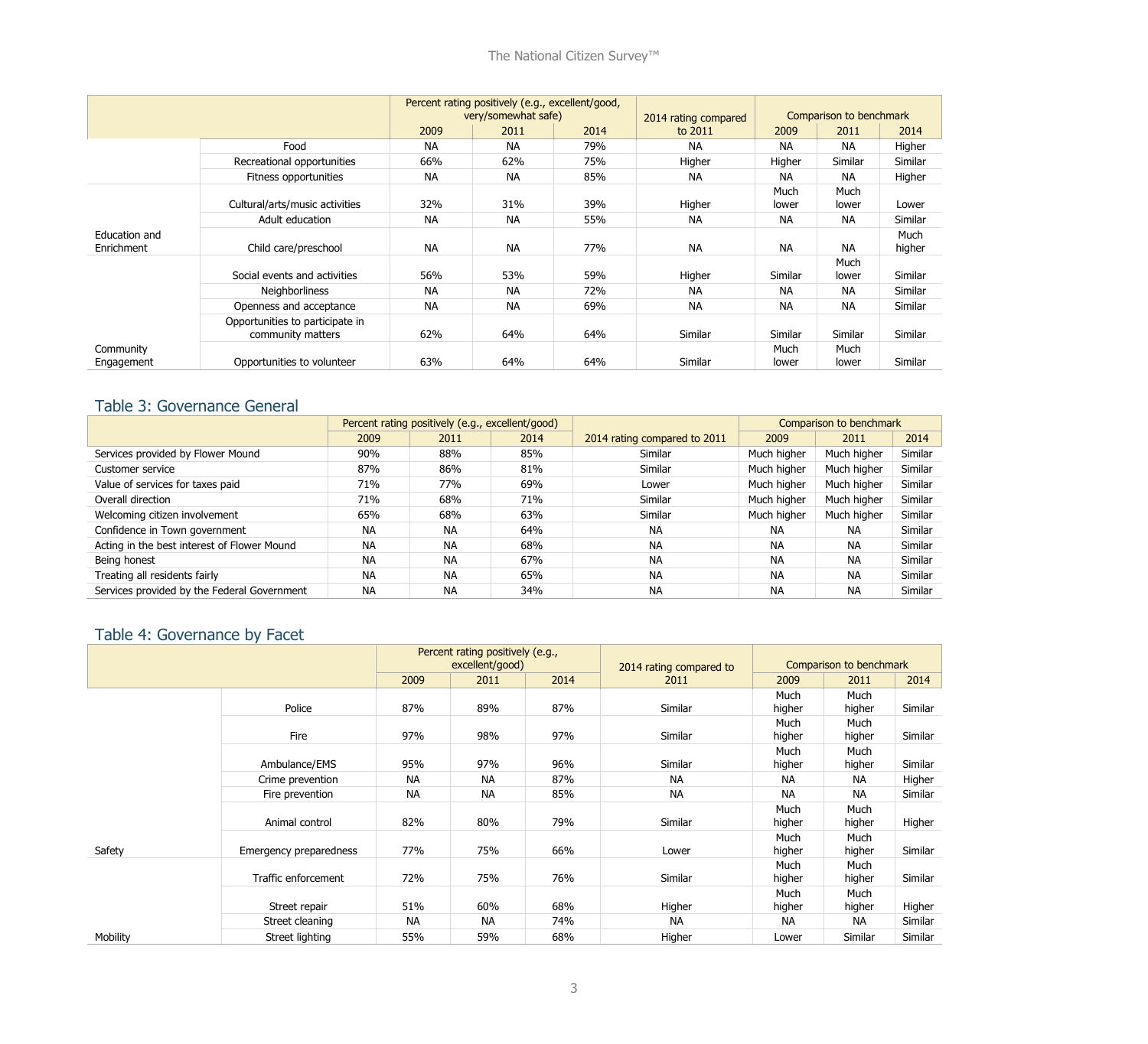| | | Percent rating positively (e.g., excellent/good, very/somewhat safe) | | | 2014 rating compared to 2011 | Comparison to benchmark | | |
|---|---|---|---|---|---|---|---|---|
| | | 2009 | 2011 | 2014 | | 2009 | 2011 | 2014 |
| | Food | NA | NA | 79% | NA | NA | NA | Higher |
| | Recreational opportunities | 66% | 62% | 75% | Higher | Higher | Similar | Similar |
| | Fitness opportunities | NA | NA | 85% | NA | NA | NA | Higher |
| Education and Enrichment | Cultural/arts/music activities | 32% | 31% | 39% | Higher | Much lower | Much lower | Lower |
| | Adult education | NA | NA | 55% | NA | NA | NA | Similar |
| | Child care/preschool | NA | NA | 77% | NA | NA | NA | Much higher |
| Community Engagement | Social events and activities | 56% | 53% | 59% | Higher | Similar | Much lower | Similar |
| | Neighborliness | NA | NA | 72% | NA | NA | NA | Similar |
| | Openness and acceptance | NA | NA | 69% | NA | NA | NA | Similar |
| | Opportunities to participate in community matters | 62% | 64% | 64% | Similar | Similar | Similar | Similar |
| | Opportunities to volunteer | 63% | 64% | 64% | Similar | Much lower | Much lower | Similar |

## Table 3: Governance General

| | Percent rating positively (e.g., excellent/good) | | | 2014 rating compared to 2011 | Comparison to benchmark | | |
|---|---|---|---|---|---|---|---|
| | 2009 | 2011 | 2014 | | 2009 | 2011 | 2014 |
| Services provided by Flower Mound | 90% | 88% | 85% | Similar | Much higher | Much higher | Similar |
| Customer service | 87% | 86% | 81% | Similar | Much higher | Much higher | Similar |
| Value of services for taxes paid | 71% | 77% | 69% | Lower | Much higher | Much higher | Similar |
| Overall direction | 71% | 68% | 71% | Similar | Much higher | Much higher | Similar |
| Welcoming citizen involvement | 65% | 68% | 63% | Similar | Much higher | Much higher | Similar |
| Confidence in Town government | NA | NA | 64% | NA | NA | NA | Similar |
| Acting in the best interest of Flower Mound | NA | NA | 68% | NA | NA | NA | Similar |
| Being honest | NA | NA | 67% | NA | NA | NA | Similar |
| Treating all residents fairly | NA | NA | 65% | NA | NA | NA | Similar |
| Services provided by the Federal Government | NA | NA | 34% | NA | NA | NA | Similar |

## Table 4: Governance by Facet

| | | Percent rating positively (e.g., excellent/good) | | | 2014 rating compared to 2011 | Comparison to benchmark | | |
|---|---|---|---|---|---|---|---|---|
| | | 2009 | 2011 | 2014 | | 2009 | 2011 | 2014 |
| Safety | Police | 87% | 89% | 87% | Similar | Much higher | Much higher | Similar |
| | Fire | 97% | 98% | 97% | Similar | Much higher | Much higher | Similar |
| | Ambulance/EMS | 95% | 97% | 96% | Similar | Much higher | Much higher | Similar |
| | Crime prevention | NA | NA | 87% | NA | NA | NA | Higher |
| | Fire prevention | NA | NA | 85% | NA | NA | NA | Similar |
| | Animal control | 82% | 80% | 79% | Similar | Much higher | Much higher | Higher |
| | Emergency preparedness | 77% | 75% | 66% | Lower | Much higher | Much higher | Similar |
| Mobility | Traffic enforcement | 72% | 75% | 76% | Similar | Much higher | Much higher | Similar |
| | Street repair | 51% | 60% | 68% | Higher | Much higher | Much higher | Higher |
| | Street cleaning | NA | NA | 74% | NA | NA | NA | Similar |
| | Street lighting | 55% | 59% | 68% | Higher | Lower | Similar | Similar |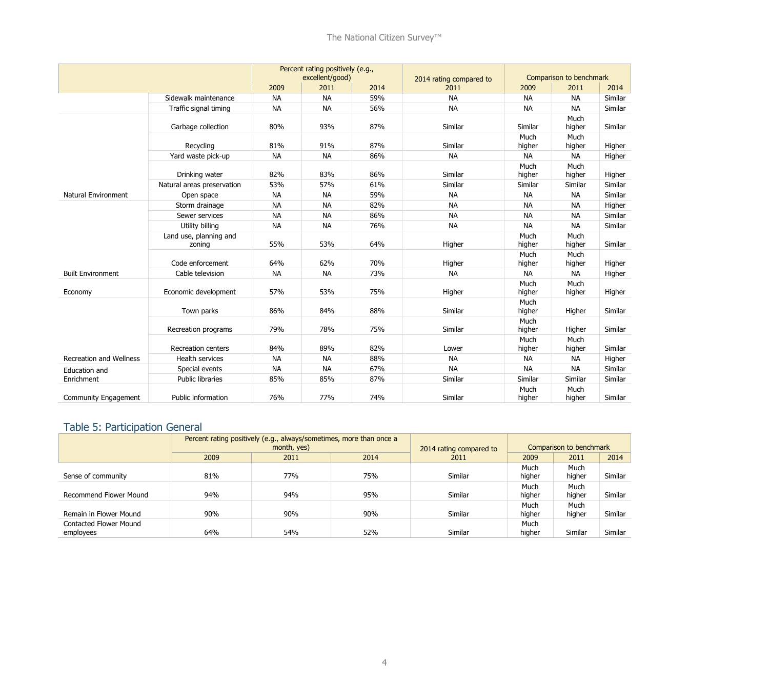| | | Percent rating positively (e.g., excellent/good) | | | 2014 rating compared to 2011 | Comparison to benchmark | | |
|---|---|---|---|---|---|---|---|---|
| | | 2009 | 2011 | 2014 | | 2009 | 2011 | 2014 |
| | Sidewalk maintenance | NA | NA | 59% | NA | NA | NA | Similar |
| | Traffic signal timing | NA | NA | 56% | NA | NA | NA | Similar |
| Natural Environment | Garbage collection | 80% | 93% | 87% | Similar | Similar | Much higher | Similar |
| | Recycling | 81% | 91% | 87% | Similar | Much higher | Much higher | Higher |
| | Yard waste pick-up | NA | NA | 86% | NA | NA | NA | Higher |
| | Drinking water | 82% | 83% | 86% | Similar | Much higher | Much higher | Higher |
| | Natural areas preservation | 53% | 57% | 61% | Similar | Similar | Similar | Similar |
| | Open space | NA | NA | 59% | NA | NA | NA | Similar |
| Built Environment | Storm drainage | NA | NA | 82% | NA | NA | NA | Higher |
| | Sewer services | NA | NA | 86% | NA | NA | NA | Similar |
| | Utility billing | NA | NA | 76% | NA | NA | NA | Similar |
| | Land use, planning and zoning | 55% | 53% | 64% | Higher | Much higher | Much higher | Similar |
| | Code enforcement | 64% | 62% | 70% | Higher | Much higher | Much higher | Higher |
| | Cable television | NA | NA | 73% | NA | NA | NA | Higher |
| Economy | Economic development | 57% | 53% | 75% | Higher | Much higher | Much higher | Higher |
| Recreation and Wellness | Town parks | 86% | 84% | 88% | Similar | Much higher | Higher | Similar |
| | Recreation programs | 79% | 78% | 75% | Similar | Much higher | Higher | Similar |
| | Recreation centers | 84% | 89% | 82% | Lower | Much higher | Much higher | Similar |
| | Health services | NA | NA | 88% | NA | NA | NA | Higher |
| Education and Enrichment | Special events | NA | NA | 67% | NA | NA | NA | Similar |
| | Public libraries | 85% | 85% | 87% | Similar | Similar | Similar | Similar |
| Community Engagement | Public information | 76% | 77% | 74% | Similar | Much higher | Much higher | Similar |

## Table 5: Participation General

| | Percent rating positively (e.g., always/sometimes, more than once a month, yes) | | | 2014 rating compared to 2011 | Comparison to benchmark | | |
|---|---|---|---|---|---|---|---|
| | 2009 | 2011 | 2014 | | 2009 | 2011 | 2014 |
| Sense of community | 81% | 77% | 75% | Similar | Much higher | Much higher | Similar |
| Recommend Flower Mound | 94% | 94% | 95% | Similar | Much higher | Much higher | Similar |
| Remain in Flower Mound | 90% | 90% | 90% | Similar | Much higher | Much higher | Similar |
| Contacted Flower Mound employees | 64% | 54% | 52% | Similar | Much higher | Similar | Similar |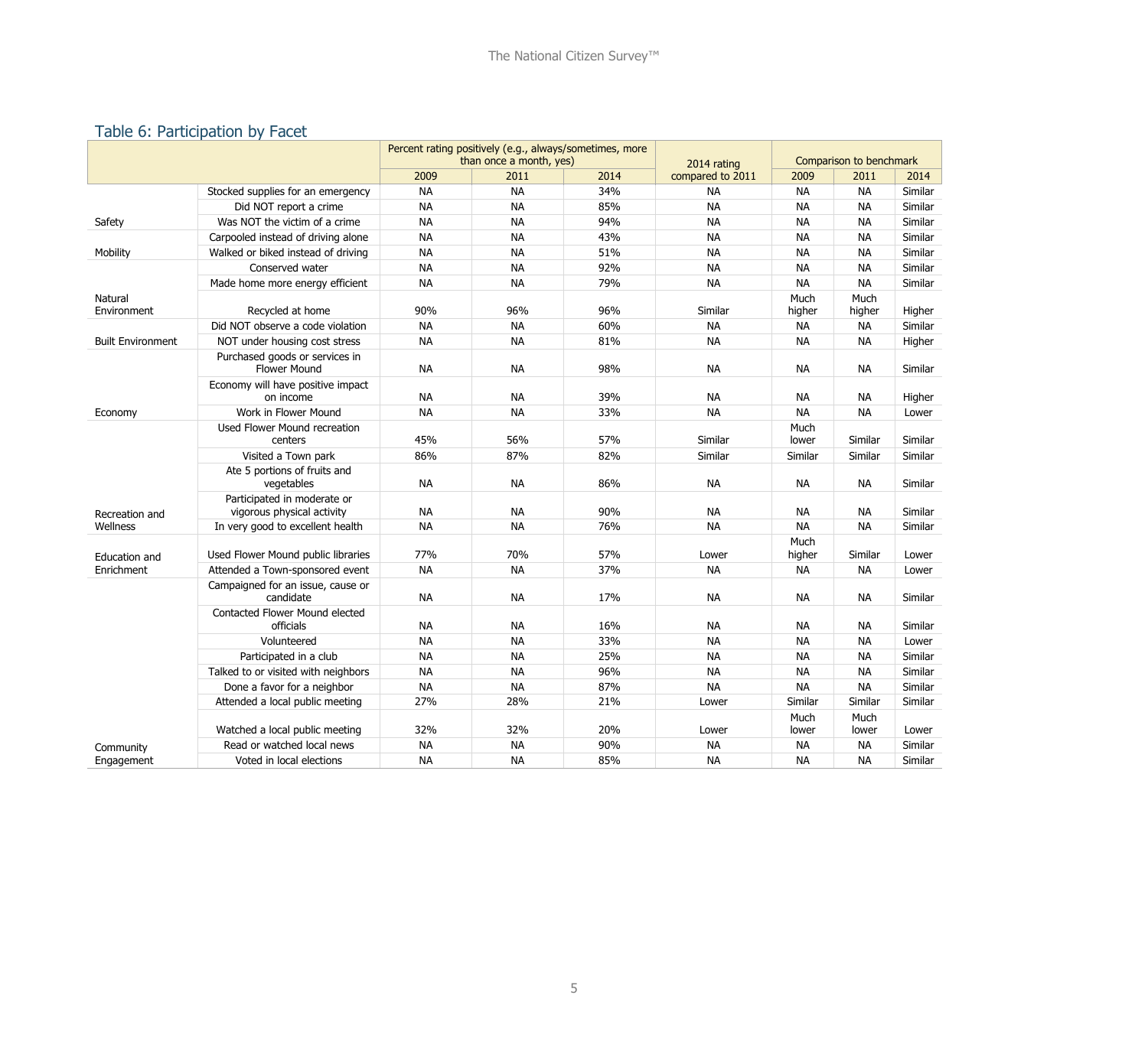## Table 6: Participation by Facet

| | | Percent rating positively (e.g., always/sometimes, more than once a month, yes) | | | 2014 rating compared to 2011 | Comparison to benchmark | | |
|---|---|---|---|---|---|---|---|---|
| | | 2009 | 2011 | 2014 | | 2009 | 2011 | 2014 |
| Safety | Stocked supplies for an emergency | NA | NA | 34% | NA | NA | NA | Similar |
| | Did NOT report a crime | NA | NA | 85% | NA | NA | NA | Similar |
| | Was NOT the victim of a crime | NA | NA | 94% | NA | NA | NA | Similar |
| Mobility | Carpooled instead of driving alone | NA | NA | 43% | NA | NA | NA | Similar |
| | Walked or biked instead of driving | NA | NA | 51% | NA | NA | NA | Similar |
| Natural Environment | Conserved water | NA | NA | 92% | NA | NA | NA | Similar |
| | Made home more energy efficient | NA | NA | 79% | NA | NA | NA | Similar |
| | Recycled at home | 90% | 96% | 96% | Similar | Much higher | Much higher | Higher |
| Built Environment | Did NOT observe a code violation | NA | NA | 60% | NA | NA | NA | Similar |
| | NOT under housing cost stress | NA | NA | 81% | NA | NA | NA | Higher |
| Economy | Purchased goods or services in Flower Mound | NA | NA | 98% | NA | NA | NA | Similar |
| | Economy will have positive impact on income | NA | NA | 39% | NA | NA | NA | Higher |
| | Work in Flower Mound | NA | NA | 33% | NA | NA | NA | Lower |
| Recreation and Wellness | Used Flower Mound recreation centers | 45% | 56% | 57% | Similar | Much lower | Similar | Similar |
| | Visited a Town park | 86% | 87% | 82% | Similar | Similar | Similar | Similar |
| | Ate 5 portions of fruits and vegetables | NA | NA | 86% | NA | NA | NA | Similar |
| | Participated in moderate or vigorous physical activity | NA | NA | 90% | NA | NA | NA | Similar |
| | In very good to excellent health | NA | NA | 76% | NA | NA | NA | Similar |
| Education and Enrichment | Used Flower Mound public libraries | 77% | 70% | 57% | Lower | Much higher | Similar | Lower |
| | Attended a Town-sponsored event | NA | NA | 37% | NA | NA | NA | Lower |
| Community Engagement | Campaigned for an issue, cause or candidate | NA | NA | 17% | NA | NA | NA | Similar |
| | Contacted Flower Mound elected officials | NA | NA | 16% | NA | NA | NA | Similar |
| | Volunteered | NA | NA | 33% | NA | NA | NA | Lower |
| | Participated in a club | NA | NA | 25% | NA | NA | NA | Similar |
| | Talked to or visited with neighbors | NA | NA | 96% | NA | NA | NA | Similar |
| | Done a favor for a neighbor | NA | NA | 87% | NA | NA | NA | Similar |
| | Attended a local public meeting | 27% | 28% | 21% | Lower | Similar | Similar | Similar |
| | Watched a local public meeting | 32% | 32% | 20% | Lower | Much lower | Much lower | Lower |
| | Read or watched local news | NA | NA | 90% | NA | NA | NA | Similar |
| | Voted in local elections | NA | NA | 85% | NA | NA | NA | Similar |